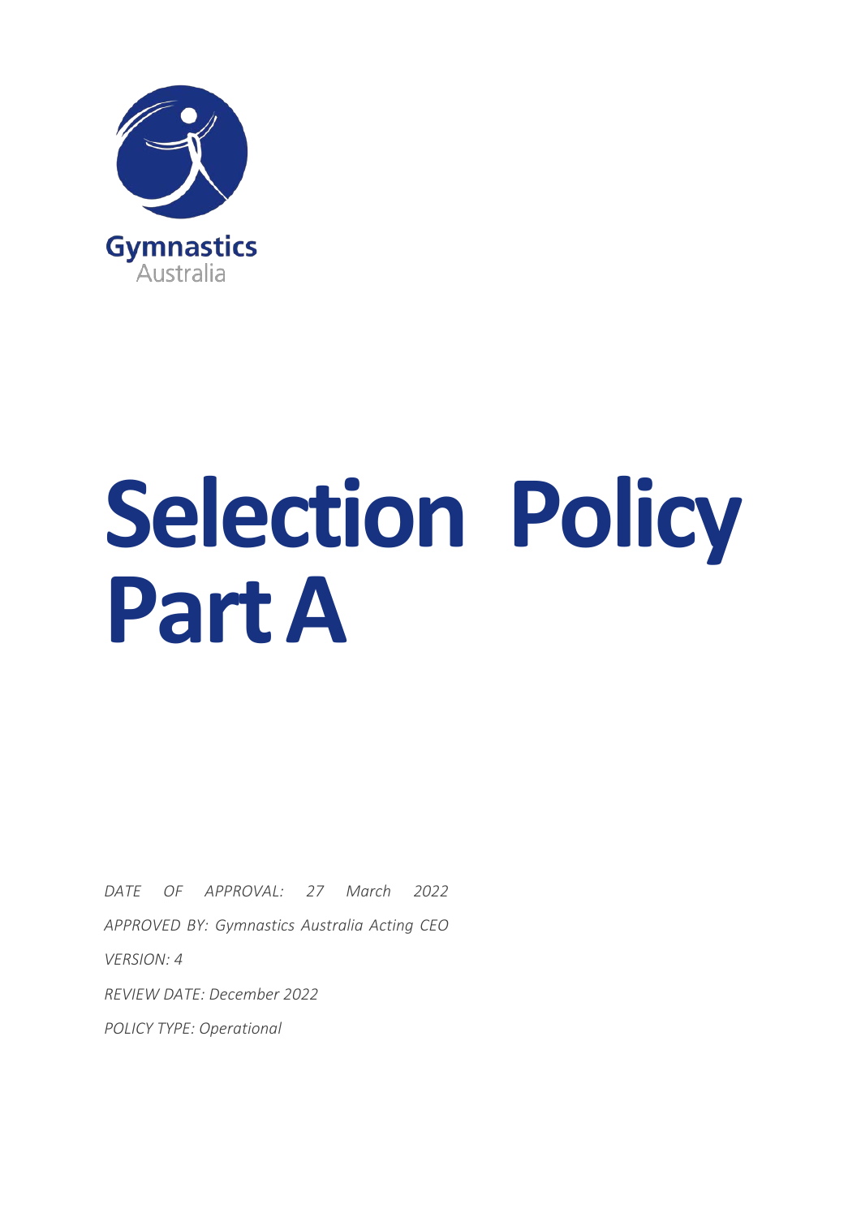Gymnastics Australia

# Selection Policy Part A

*DATE OF APPROVAL: 27 March 2022*

*APPROVED BY: Gymnastics Australia Acting CEO*

*VERSION: 4*

*REVIEW DATE: December 2022*

*POLICY TYPE: Operational*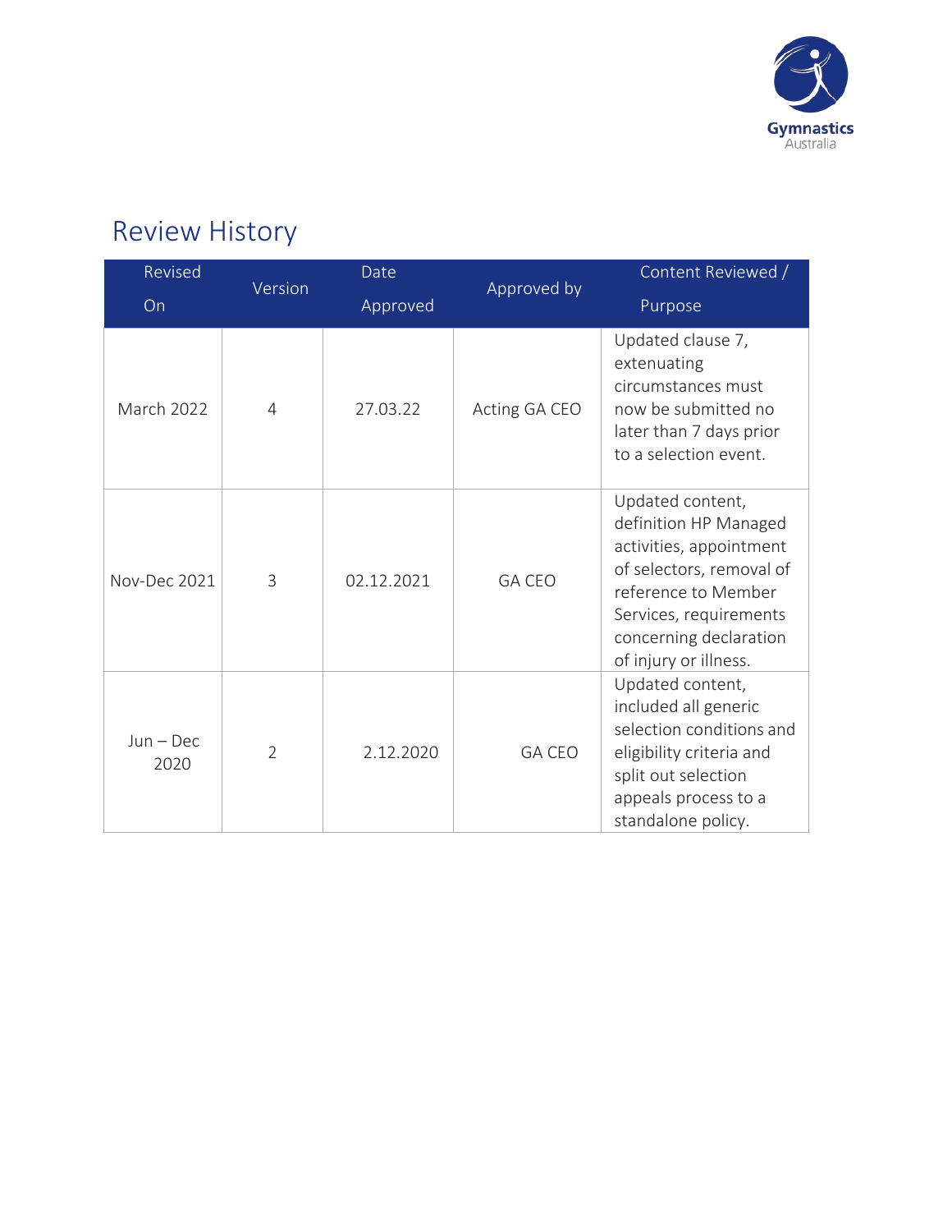## Review History

| Revised On | Version | Date Approved | Approved by | Content Reviewed / Purpose |
|---|---|---|---|---|
| March 2022 | 4 | 27.03.22 | Acting GA CEO | Updated clause 7, extenuating circumstances must now be submitted no later than 7 days prior to a selection event. |
| Nov-Dec 2021 | 3 | 02.12.2021 | GA CEO | Updated content, definition HP Managed activities, appointment of selectors, removal of reference to Member Services, requirements concerning declaration of injury or illness. |
| Jun – Dec 2020 | 2 | 2.12.2020 | GA CEO | Updated content, included all generic selection conditions and eligibility criteria and split out selection appeals process to a standalone policy. |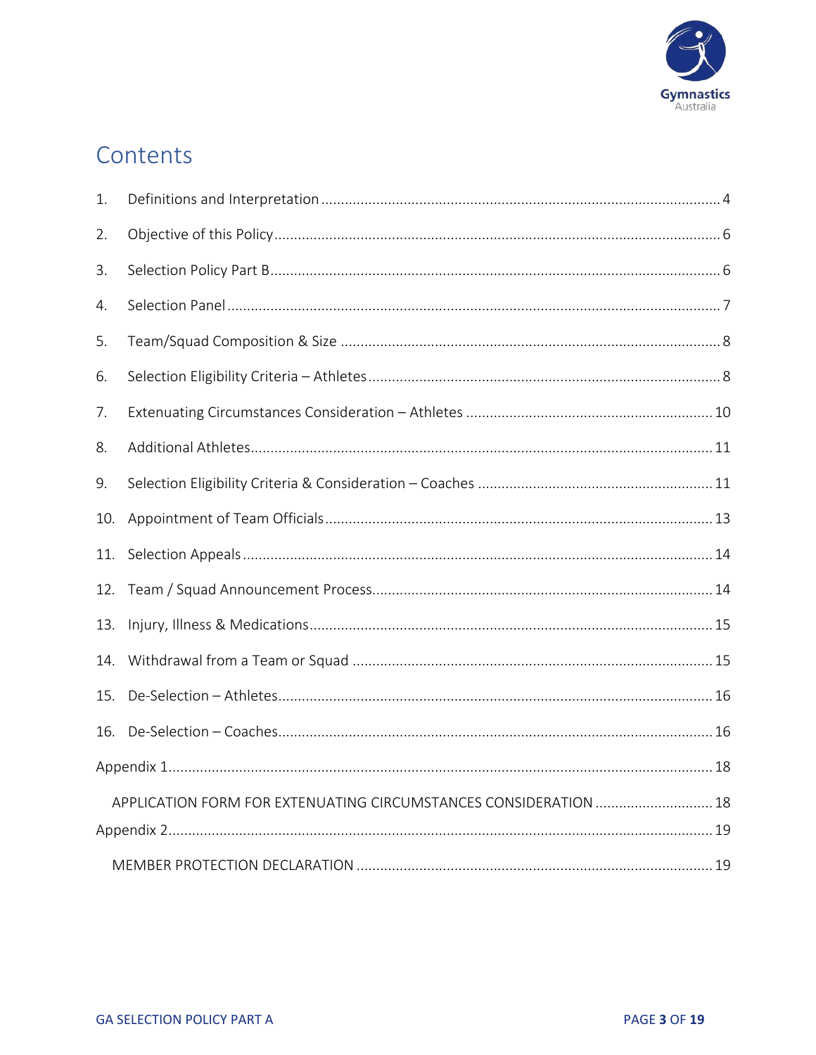# Contents

1. Definitions and Interpretation ........................................ 4
2. Objective of this Policy ........................................ 6
3. Selection Policy Part B ........................................ 6
4. Selection Panel ........................................ 7
5. Team/Squad Composition & Size ........................................ 8
6. Selection Eligibility Criteria – Athletes ........................................ 8
7. Extenuating Circumstances Consideration – Athletes ........................................ 10
8. Additional Athletes ........................................ 11
9. Selection Eligibility Criteria & Consideration – Coaches ........................................ 11
10. Appointment of Team Officials ........................................ 13
11. Selection Appeals ........................................ 14
12. Team / Squad Announcement Process ........................................ 14
13. Injury, Illness & Medications ........................................ 15
14. Withdrawal from a Team or Squad ........................................ 15
15. De-Selection – Athletes ........................................ 16
16. De-Selection – Coaches ........................................ 16

Appendix 1 ........................................ 18

APPLICATION FORM FOR EXTENUATING CIRCUMSTANCES CONSIDERATION ........................................ 18

Appendix 2 ........................................ 19

MEMBER PROTECTION DECLARATION ........................................ 19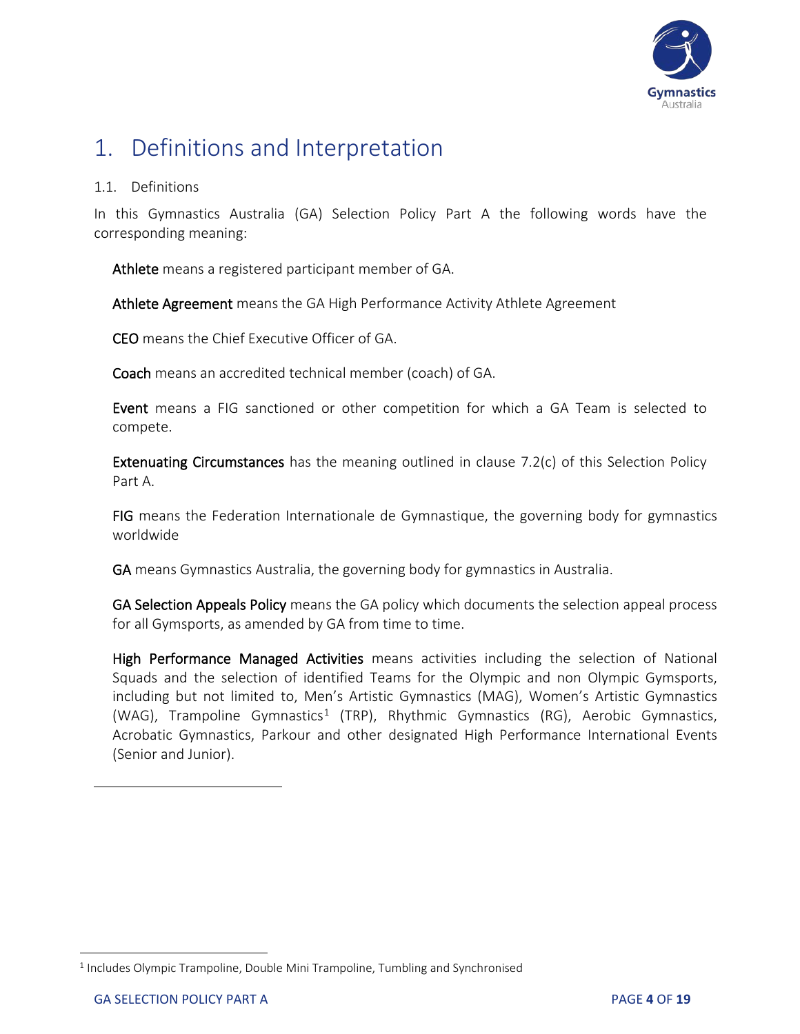# 1. Definitions and Interpretation

## 1.1. Definitions

In this Gymnastics Australia (GA) Selection Policy Part A the following words have the corresponding meaning:

**Athlete** means a registered participant member of GA.

**Athlete Agreement** means the GA High Performance Activity Athlete Agreement

**CEO** means the Chief Executive Officer of GA.

**Coach** means an accredited technical member (coach) of GA.

**Event** means a FIG sanctioned or other competition for which a GA Team is selected to compete.

**Extenuating Circumstances** has the meaning outlined in clause 7.2(c) of this Selection Policy Part A.

**FIG** means the Federation Internationale de Gymnastique, the governing body for gymnastics worldwide

**GA** means Gymnastics Australia, the governing body for gymnastics in Australia.

**GA Selection Appeals Policy** means the GA policy which documents the selection appeal process for all Gymsports, as amended by GA from time to time.

**High Performance Managed Activities** means activities including the selection of National Squads and the selection of identified Teams for the Olympic and non Olympic Gymsports, including but not limited to, Men's Artistic Gymnastics (MAG), Women's Artistic Gymnastics (WAG), Trampoline Gymnastics[1] (TRP), Rhythmic Gymnastics (RG), Aerobic Gymnastics, Acrobatic Gymnastics, Parkour and other designated High Performance International Events (Senior and Junior).

---

[1] Includes Olympic Trampoline, Double Mini Trampoline, Tumbling and Synchronised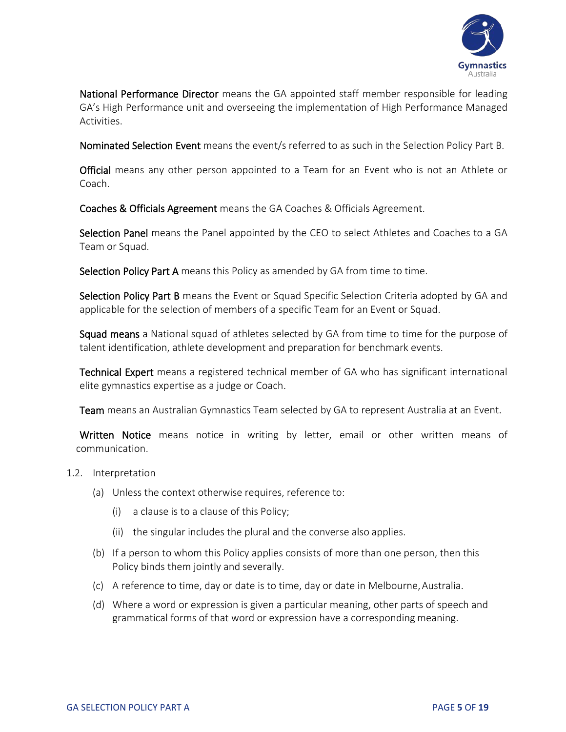**National Performance Director** means the GA appointed staff member responsible for leading GA's High Performance unit and overseeing the implementation of High Performance Managed Activities.

**Nominated Selection Event** means the event/s referred to as such in the Selection Policy Part B.

**Official** means any other person appointed to a Team for an Event who is not an Athlete or Coach.

**Coaches & Officials Agreement** means the GA Coaches & Officials Agreement.

**Selection Panel** means the Panel appointed by the CEO to select Athletes and Coaches to a GA Team or Squad.

**Selection Policy Part A** means this Policy as amended by GA from time to time.

**Selection Policy Part B** means the Event or Squad Specific Selection Criteria adopted by GA and applicable for the selection of members of a specific Team for an Event or Squad.

**Squad means** a National squad of athletes selected by GA from time to time for the purpose of talent identification, athlete development and preparation for benchmark events.

**Technical Expert** means a registered technical member of GA who has significant international elite gymnastics expertise as a judge or Coach.

**Team** means an Australian Gymnastics Team selected by GA to represent Australia at an Event.

**Written Notice** means notice in writing by letter, email or other written means of communication.

1.2. Interpretation

(a) Unless the context otherwise requires, reference to:

(i) a clause is to a clause of this Policy;

(ii) the singular includes the plural and the converse also applies.

(b) If a person to whom this Policy applies consists of more than one person, then this Policy binds them jointly and severally.

(c) A reference to time, day or date is to time, day or date in Melbourne, Australia.

(d) Where a word or expression is given a particular meaning, other parts of speech and grammatical forms of that word or expression have a corresponding meaning.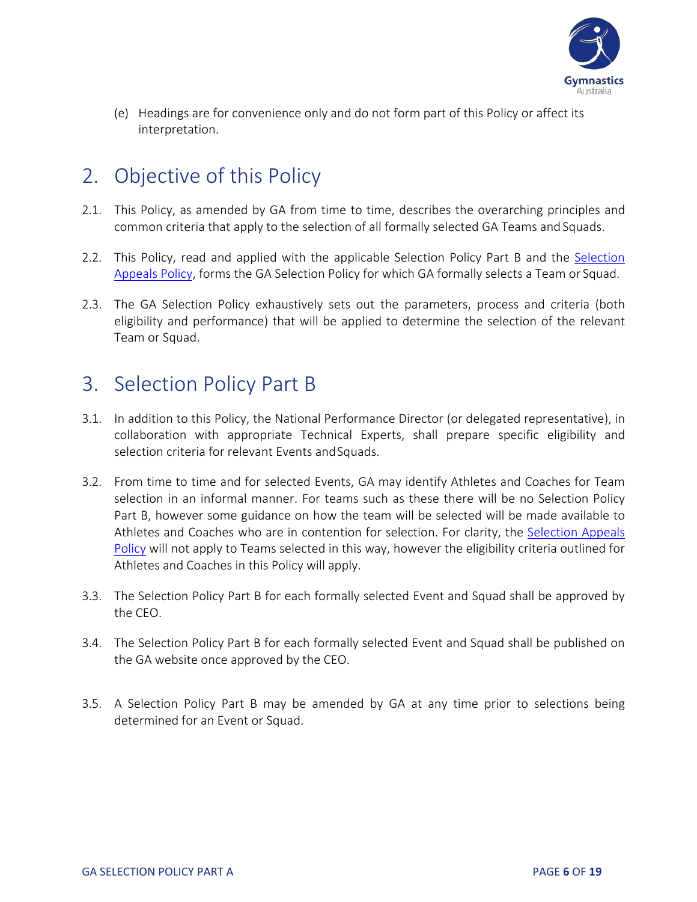(e) Headings are for convenience only and do not form part of this Policy or affect its interpretation.

## 2. Objective of this Policy

2.1. This Policy, as amended by GA from time to time, describes the overarching principles and common criteria that apply to the selection of all formally selected GA Teams and Squads.

2.2. This Policy, read and applied with the applicable Selection Policy Part B and the Selection Appeals Policy, forms the GA Selection Policy for which GA formally selects a Team or Squad.

2.3. The GA Selection Policy exhaustively sets out the parameters, process and criteria (both eligibility and performance) that will be applied to determine the selection of the relevant Team or Squad.

## 3. Selection Policy Part B

3.1. In addition to this Policy, the National Performance Director (or delegated representative), in collaboration with appropriate Technical Experts, shall prepare specific eligibility and selection criteria for relevant Events and Squads.

3.2. From time to time and for selected Events, GA may identify Athletes and Coaches for Team selection in an informal manner. For teams such as these there will be no Selection Policy Part B, however some guidance on how the team will be selected will be made available to Athletes and Coaches who are in contention for selection. For clarity, the Selection Appeals Policy will not apply to Teams selected in this way, however the eligibility criteria outlined for Athletes and Coaches in this Policy will apply.

3.3. The Selection Policy Part B for each formally selected Event and Squad shall be approved by the CEO.

3.4. The Selection Policy Part B for each formally selected Event and Squad shall be published on the GA website once approved by the CEO.

3.5. A Selection Policy Part B may be amended by GA at any time prior to selections being determined for an Event or Squad.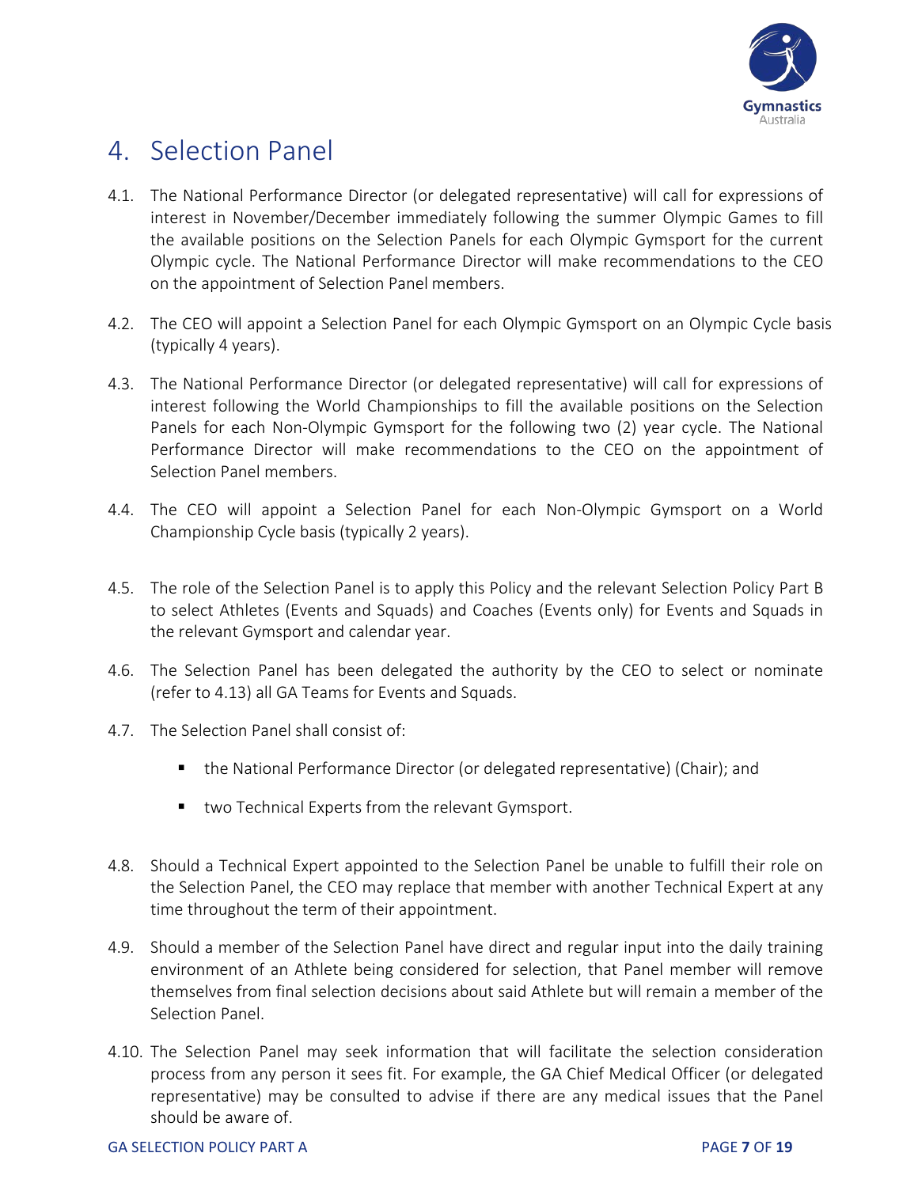# 4. Selection Panel

4.1. The National Performance Director (or delegated representative) will call for expressions of interest in November/December immediately following the summer Olympic Games to fill the available positions on the Selection Panels for each Olympic Gymsport for the current Olympic cycle. The National Performance Director will make recommendations to the CEO on the appointment of Selection Panel members.

4.2. The CEO will appoint a Selection Panel for each Olympic Gymsport on an Olympic Cycle basis (typically 4 years).

4.3. The National Performance Director (or delegated representative) will call for expressions of interest following the World Championships to fill the available positions on the Selection Panels for each Non-Olympic Gymsport for the following two (2) year cycle. The National Performance Director will make recommendations to the CEO on the appointment of Selection Panel members.

4.4. The CEO will appoint a Selection Panel for each Non-Olympic Gymsport on a World Championship Cycle basis (typically 2 years).

4.5. The role of the Selection Panel is to apply this Policy and the relevant Selection Policy Part B to select Athletes (Events and Squads) and Coaches (Events only) for Events and Squads in the relevant Gymsport and calendar year.

4.6. The Selection Panel has been delegated the authority by the CEO to select or nominate (refer to 4.13) all GA Teams for Events and Squads.

4.7. The Selection Panel shall consist of:

- the National Performance Director (or delegated representative) (Chair); and
- two Technical Experts from the relevant Gymsport.

4.8. Should a Technical Expert appointed to the Selection Panel be unable to fulfill their role on the Selection Panel, the CEO may replace that member with another Technical Expert at any time throughout the term of their appointment.

4.9. Should a member of the Selection Panel have direct and regular input into the daily training environment of an Athlete being considered for selection, that Panel member will remove themselves from final selection decisions about said Athlete but will remain a member of the Selection Panel.

4.10. The Selection Panel may seek information that will facilitate the selection consideration process from any person it sees fit. For example, the GA Chief Medical Officer (or delegated representative) may be consulted to advise if there are any medical issues that the Panel should be aware of.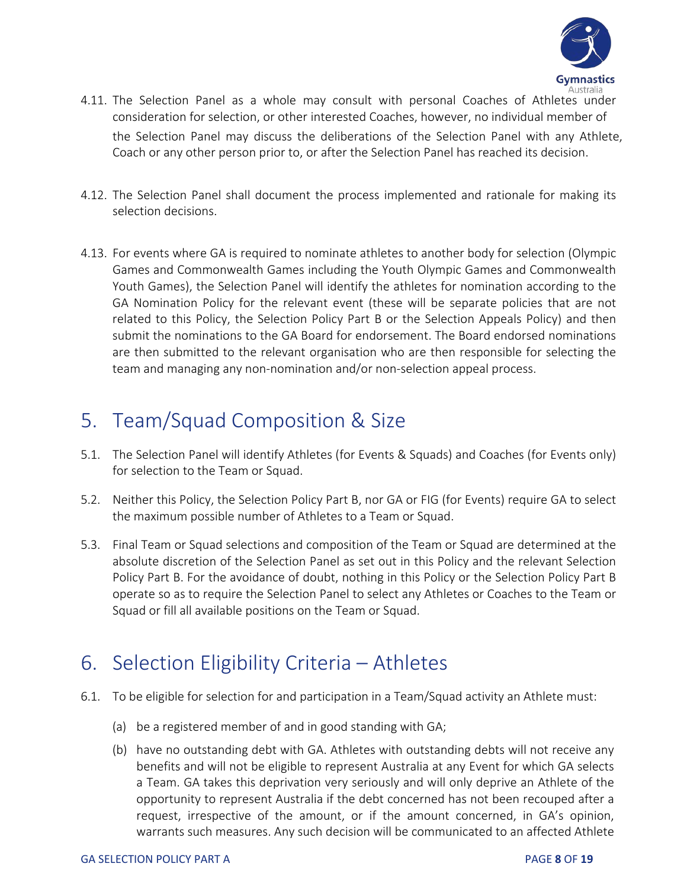4.11. The Selection Panel as a whole may consult with personal Coaches of Athletes under consideration for selection, or other interested Coaches, however, no individual member of the Selection Panel may discuss the deliberations of the Selection Panel with any Athlete, Coach or any other person prior to, or after the Selection Panel has reached its decision.

4.12. The Selection Panel shall document the process implemented and rationale for making its selection decisions.

4.13. For events where GA is required to nominate athletes to another body for selection (Olympic Games and Commonwealth Games including the Youth Olympic Games and Commonwealth Youth Games), the Selection Panel will identify the athletes for nomination according to the GA Nomination Policy for the relevant event (these will be separate policies that are not related to this Policy, the Selection Policy Part B or the Selection Appeals Policy) and then submit the nominations to the GA Board for endorsement. The Board endorsed nominations are then submitted to the relevant organisation who are then responsible for selecting the team and managing any non-nomination and/or non-selection appeal process.

# 5. Team/Squad Composition & Size

5.1. The Selection Panel will identify Athletes (for Events & Squads) and Coaches (for Events only) for selection to the Team or Squad.

5.2. Neither this Policy, the Selection Policy Part B, nor GA or FIG (for Events) require GA to select the maximum possible number of Athletes to a Team or Squad.

5.3. Final Team or Squad selections and composition of the Team or Squad are determined at the absolute discretion of the Selection Panel as set out in this Policy and the relevant Selection Policy Part B. For the avoidance of doubt, nothing in this Policy or the Selection Policy Part B operate so as to require the Selection Panel to select any Athletes or Coaches to the Team or Squad or fill all available positions on the Team or Squad.

# 6. Selection Eligibility Criteria – Athletes

6.1. To be eligible for selection for and participation in a Team/Squad activity an Athlete must:

(a) be a registered member of and in good standing with GA;

(b) have no outstanding debt with GA. Athletes with outstanding debts will not receive any benefits and will not be eligible to represent Australia at any Event for which GA selects a Team. GA takes this deprivation very seriously and will only deprive an Athlete of the opportunity to represent Australia if the debt concerned has not been recouped after a request, irrespective of the amount, or if the amount concerned, in GA's opinion, warrants such measures. Any such decision will be communicated to an affected Athlete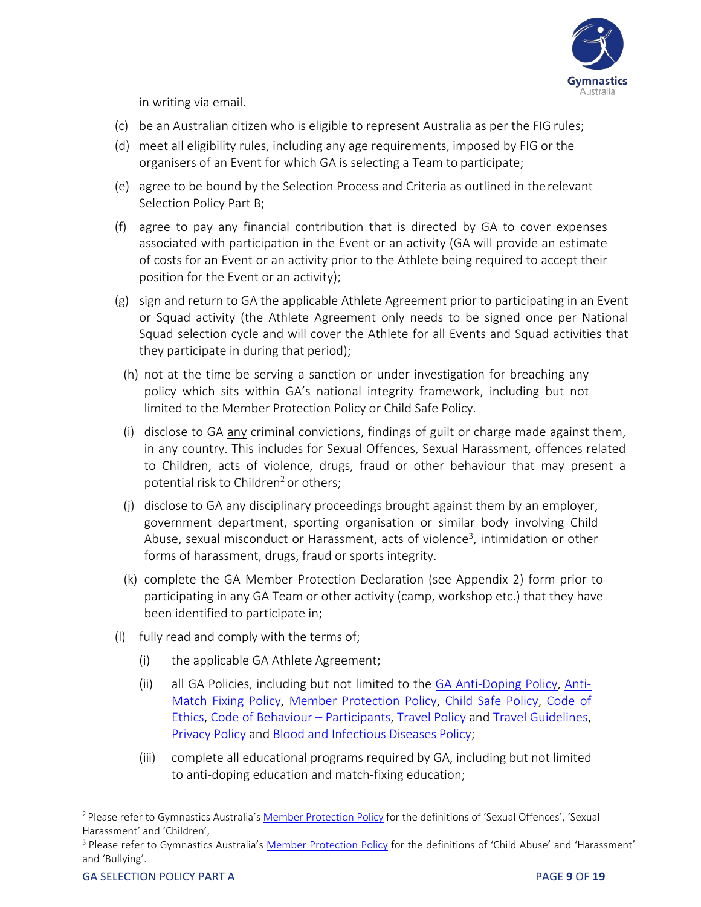in writing via email.

(c) be an Australian citizen who is eligible to represent Australia as per the FIG rules;

(d) meet all eligibility rules, including any age requirements, imposed by FIG or the organisers of an Event for which GA is selecting a Team to participate;

(e) agree to be bound by the Selection Process and Criteria as outlined in the relevant Selection Policy Part B;

(f) agree to pay any financial contribution that is directed by GA to cover expenses associated with participation in the Event or an activity (GA will provide an estimate of costs for an Event or an activity prior to the Athlete being required to accept their position for the Event or an activity);

(g) sign and return to GA the applicable Athlete Agreement prior to participating in an Event or Squad activity (the Athlete Agreement only needs to be signed once per National Squad selection cycle and will cover the Athlete for all Events and Squad activities that they participate in during that period);

(h) not at the time be serving a sanction or under investigation for breaching any policy which sits within GA's national integrity framework, including but not limited to the Member Protection Policy or Child Safe Policy.

(i) disclose to GA <u>any</u> criminal convictions, findings of guilt or charge made against them, in any country. This includes for Sexual Offences, Sexual Harassment, offences related to Children, acts of violence, drugs, fraud or other behaviour that may present a potential risk to Children[2] or others;

(j) disclose to GA any disciplinary proceedings brought against them by an employer, government department, sporting organisation or similar body involving Child Abuse, sexual misconduct or Harassment, acts of violence[3], intimidation or other forms of harassment, drugs, fraud or sports integrity.

(k) complete the GA Member Protection Declaration (see Appendix 2) form prior to participating in any GA Team or other activity (camp, workshop etc.) that they have been identified to participate in;

(l) fully read and comply with the terms of;

  (i) the applicable GA Athlete Agreement;

  (ii) all GA Policies, including but not limited to the GA Anti-Doping Policy, Anti-Match Fixing Policy, Member Protection Policy, Child Safe Policy, Code of Ethics, Code of Behaviour – Participants, Travel Policy and Travel Guidelines, Privacy Policy and Blood and Infectious Diseases Policy;

  (iii) complete all educational programs required by GA, including but not limited to anti-doping education and match-fixing education;

---

[2] Please refer to Gymnastics Australia's Member Protection Policy for the definitions of 'Sexual Offences', 'Sexual Harassment' and 'Children',

[3] Please refer to Gymnastics Australia's Member Protection Policy for the definitions of 'Child Abuse' and 'Harassment' and 'Bullying'.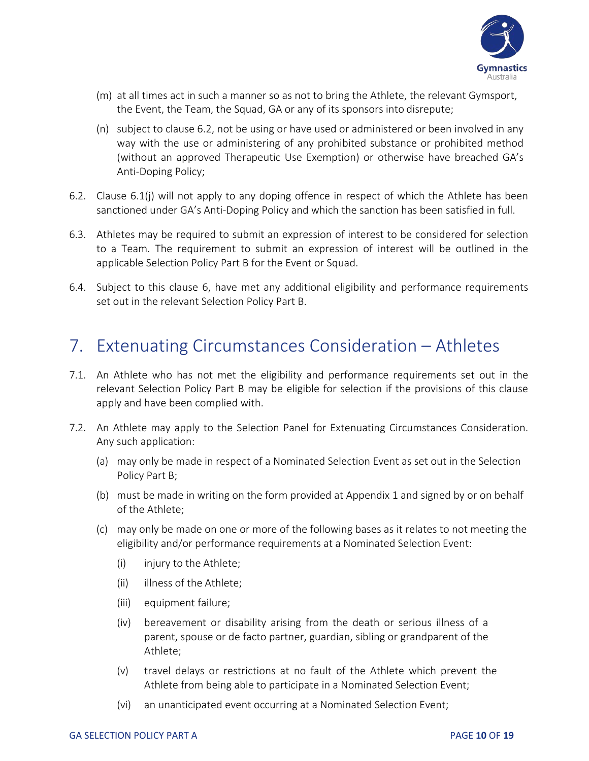(m) at all times act in such a manner so as not to bring the Athlete, the relevant Gymsport, the Event, the Team, the Squad, GA or any of its sponsors into disrepute;

(n) subject to clause 6.2, not be using or have used or administered or been involved in any way with the use or administering of any prohibited substance or prohibited method (without an approved Therapeutic Use Exemption) or otherwise have breached GA's Anti-Doping Policy;

6.2. Clause 6.1(j) will not apply to any doping offence in respect of which the Athlete has been sanctioned under GA's Anti-Doping Policy and which the sanction has been satisfied in full.

6.3. Athletes may be required to submit an expression of interest to be considered for selection to a Team. The requirement to submit an expression of interest will be outlined in the applicable Selection Policy Part B for the Event or Squad.

6.4. Subject to this clause 6, have met any additional eligibility and performance requirements set out in the relevant Selection Policy Part B.

# 7. Extenuating Circumstances Consideration – Athletes

7.1. An Athlete who has not met the eligibility and performance requirements set out in the relevant Selection Policy Part B may be eligible for selection if the provisions of this clause apply and have been complied with.

7.2. An Athlete may apply to the Selection Panel for Extenuating Circumstances Consideration. Any such application:

(a) may only be made in respect of a Nominated Selection Event as set out in the Selection Policy Part B;

(b) must be made in writing on the form provided at Appendix 1 and signed by or on behalf of the Athlete;

(c) may only be made on one or more of the following bases as it relates to not meeting the eligibility and/or performance requirements at a Nominated Selection Event:

(i) injury to the Athlete;

(ii) illness of the Athlete;

(iii) equipment failure;

(iv) bereavement or disability arising from the death or serious illness of a parent, spouse or de facto partner, guardian, sibling or grandparent of the Athlete;

(v) travel delays or restrictions at no fault of the Athlete which prevent the Athlete from being able to participate in a Nominated Selection Event;

(vi) an unanticipated event occurring at a Nominated Selection Event;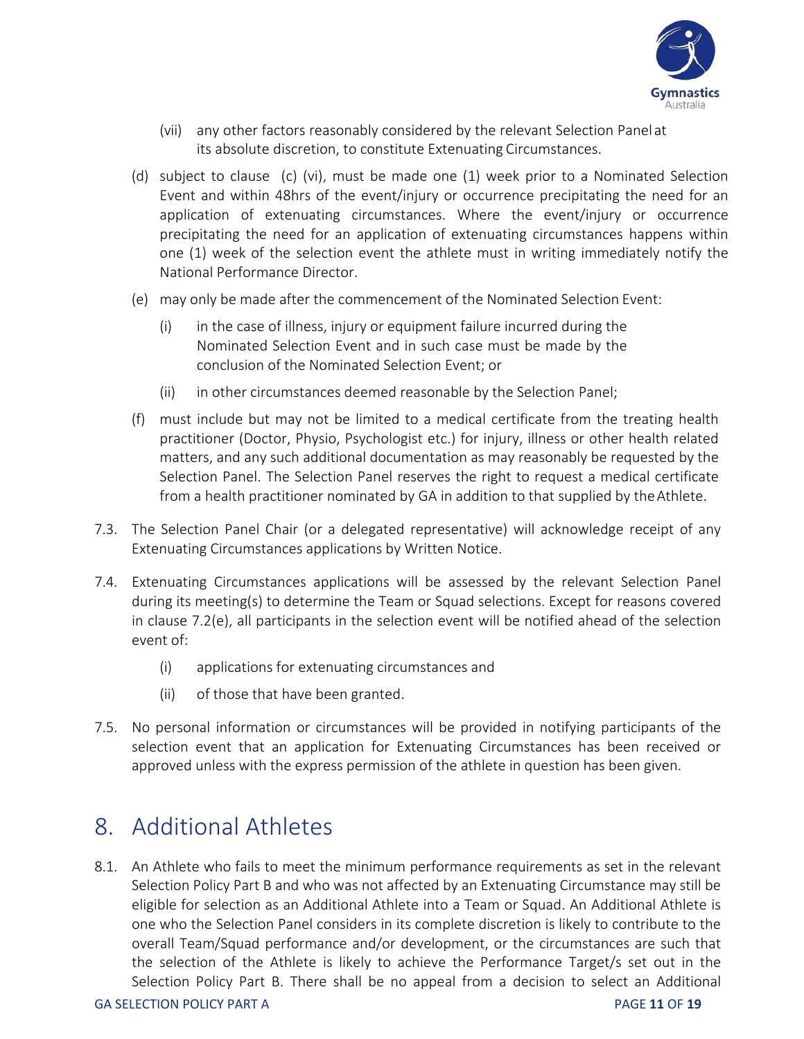(vii) any other factors reasonably considered by the relevant Selection Panel at its absolute discretion, to constitute Extenuating Circumstances.

(d) subject to clause (c) (vi), must be made one (1) week prior to a Nominated Selection Event and within 48hrs of the event/injury or occurrence precipitating the need for an application of extenuating circumstances. Where the event/injury or occurrence precipitating the need for an application of extenuating circumstances happens within one (1) week of the selection event the athlete must in writing immediately notify the National Performance Director.

(e) may only be made after the commencement of the Nominated Selection Event:

(i) in the case of illness, injury or equipment failure incurred during the Nominated Selection Event and in such case must be made by the conclusion of the Nominated Selection Event; or

(ii) in other circumstances deemed reasonable by the Selection Panel;

(f) must include but may not be limited to a medical certificate from the treating health practitioner (Doctor, Physio, Psychologist etc.) for injury, illness or other health related matters, and any such additional documentation as may reasonably be requested by the Selection Panel. The Selection Panel reserves the right to request a medical certificate from a health practitioner nominated by GA in addition to that supplied by the Athlete.

7.3. The Selection Panel Chair (or a delegated representative) will acknowledge receipt of any Extenuating Circumstances applications by Written Notice.

7.4. Extenuating Circumstances applications will be assessed by the relevant Selection Panel during its meeting(s) to determine the Team or Squad selections. Except for reasons covered in clause 7.2(e), all participants in the selection event will be notified ahead of the selection event of:

(i) applications for extenuating circumstances and

(ii) of those that have been granted.

7.5. No personal information or circumstances will be provided in notifying participants of the selection event that an application for Extenuating Circumstances has been received or approved unless with the express permission of the athlete in question has been given.

# 8. Additional Athletes

8.1. An Athlete who fails to meet the minimum performance requirements as set in the relevant Selection Policy Part B and who was not affected by an Extenuating Circumstance may still be eligible for selection as an Additional Athlete into a Team or Squad. An Additional Athlete is one who the Selection Panel considers in its complete discretion is likely to contribute to the overall Team/Squad performance and/or development, or the circumstances are such that the selection of the Athlete is likely to achieve the Performance Target/s set out in the Selection Policy Part B. There shall be no appeal from a decision to select an Additional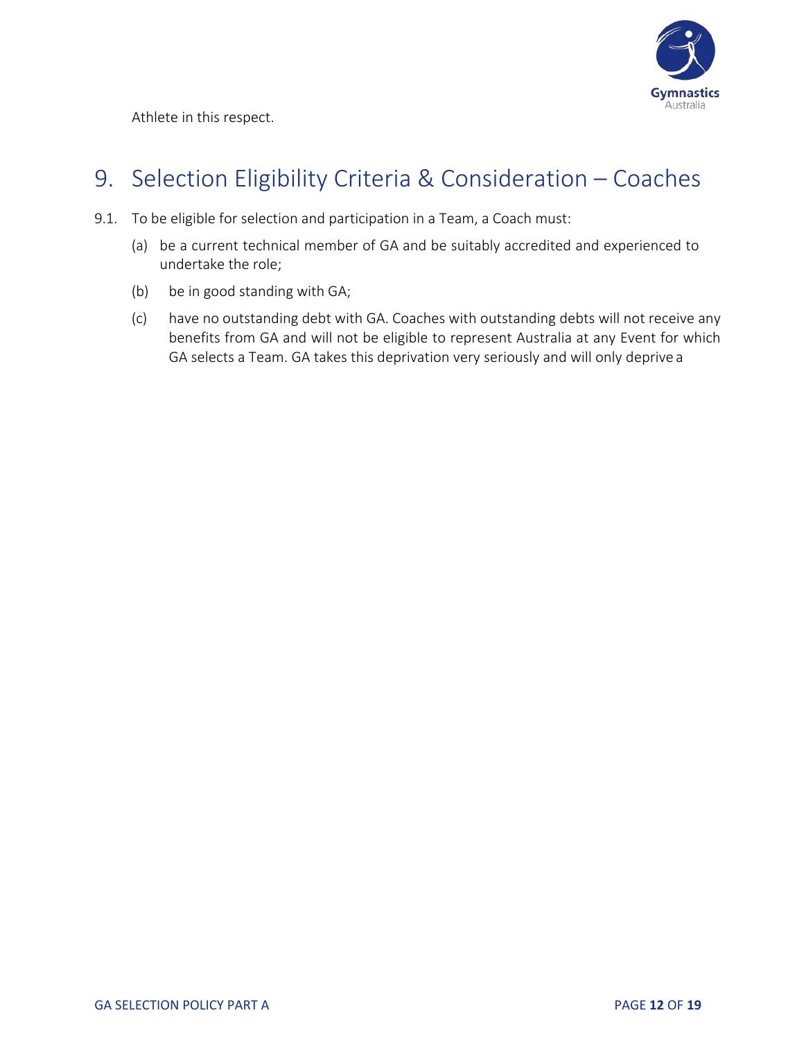Athlete in this respect.

# 9. Selection Eligibility Criteria & Consideration – Coaches

9.1. To be eligible for selection and participation in a Team, a Coach must:

(a) be a current technical member of GA and be suitably accredited and experienced to undertake the role;

(b) be in good standing with GA;

(c) have no outstanding debt with GA. Coaches with outstanding debts will not receive any benefits from GA and will not be eligible to represent Australia at any Event for which GA selects a Team. GA takes this deprivation very seriously and will only deprive a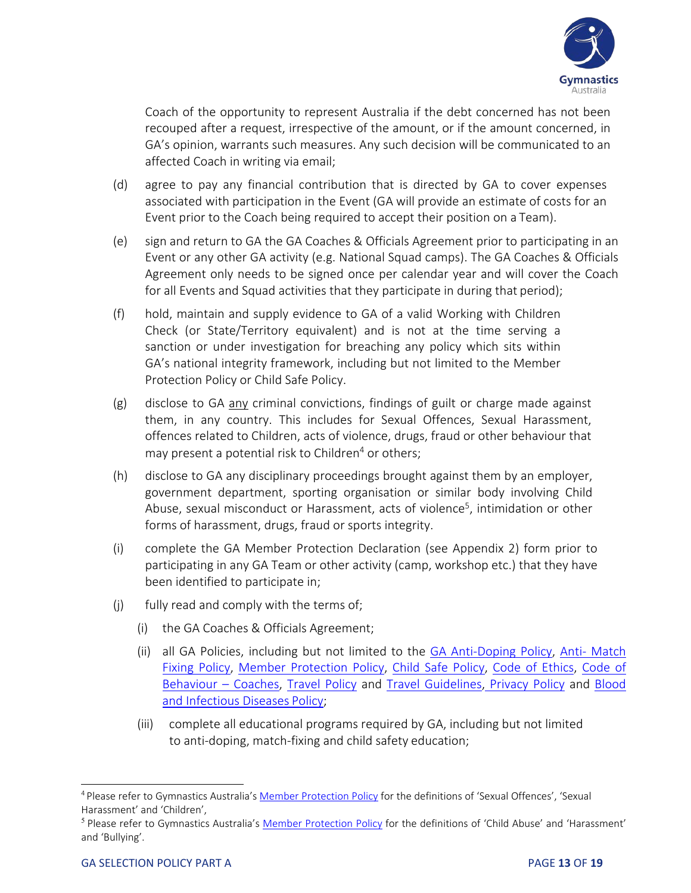Coach of the opportunity to represent Australia if the debt concerned has not been recouped after a request, irrespective of the amount, or if the amount concerned, in GA's opinion, warrants such measures. Any such decision will be communicated to an affected Coach in writing via email;

(d) agree to pay any financial contribution that is directed by GA to cover expenses associated with participation in the Event (GA will provide an estimate of costs for an Event prior to the Coach being required to accept their position on a Team).

(e) sign and return to GA the GA Coaches & Officials Agreement prior to participating in an Event or any other GA activity (e.g. National Squad camps). The GA Coaches & Officials Agreement only needs to be signed once per calendar year and will cover the Coach for all Events and Squad activities that they participate in during that period);

(f) hold, maintain and supply evidence to GA of a valid Working with Children Check (or State/Territory equivalent) and is not at the time serving a sanction or under investigation for breaching any policy which sits within GA's national integrity framework, including but not limited to the Member Protection Policy or Child Safe Policy.

(g) disclose to GA any criminal convictions, findings of guilt or charge made against them, in any country. This includes for Sexual Offences, Sexual Harassment, offences related to Children, acts of violence, drugs, fraud or other behaviour that may present a potential risk to Children[4] or others;

(h) disclose to GA any disciplinary proceedings brought against them by an employer, government department, sporting organisation or similar body involving Child Abuse, sexual misconduct or Harassment, acts of violence[5], intimidation or other forms of harassment, drugs, fraud or sports integrity.

(i) complete the GA Member Protection Declaration (see Appendix 2) form prior to participating in any GA Team or other activity (camp, workshop etc.) that they have been identified to participate in;

(j) fully read and comply with the terms of;

   (i) the GA Coaches & Officials Agreement;

   (ii) all GA Policies, including but not limited to the GA Anti-Doping Policy, Anti- Match Fixing Policy, Member Protection Policy, Child Safe Policy, Code of Ethics, Code of Behaviour – Coaches, Travel Policy and Travel Guidelines, Privacy Policy and Blood and Infectious Diseases Policy;

   (iii) complete all educational programs required by GA, including but not limited to anti-doping, match-fixing and child safety education;

---

[4] Please refer to Gymnastics Australia's Member Protection Policy for the definitions of 'Sexual Offences', 'Sexual Harassment' and 'Children',

[5] Please refer to Gymnastics Australia's Member Protection Policy for the definitions of 'Child Abuse' and 'Harassment' and 'Bullying'.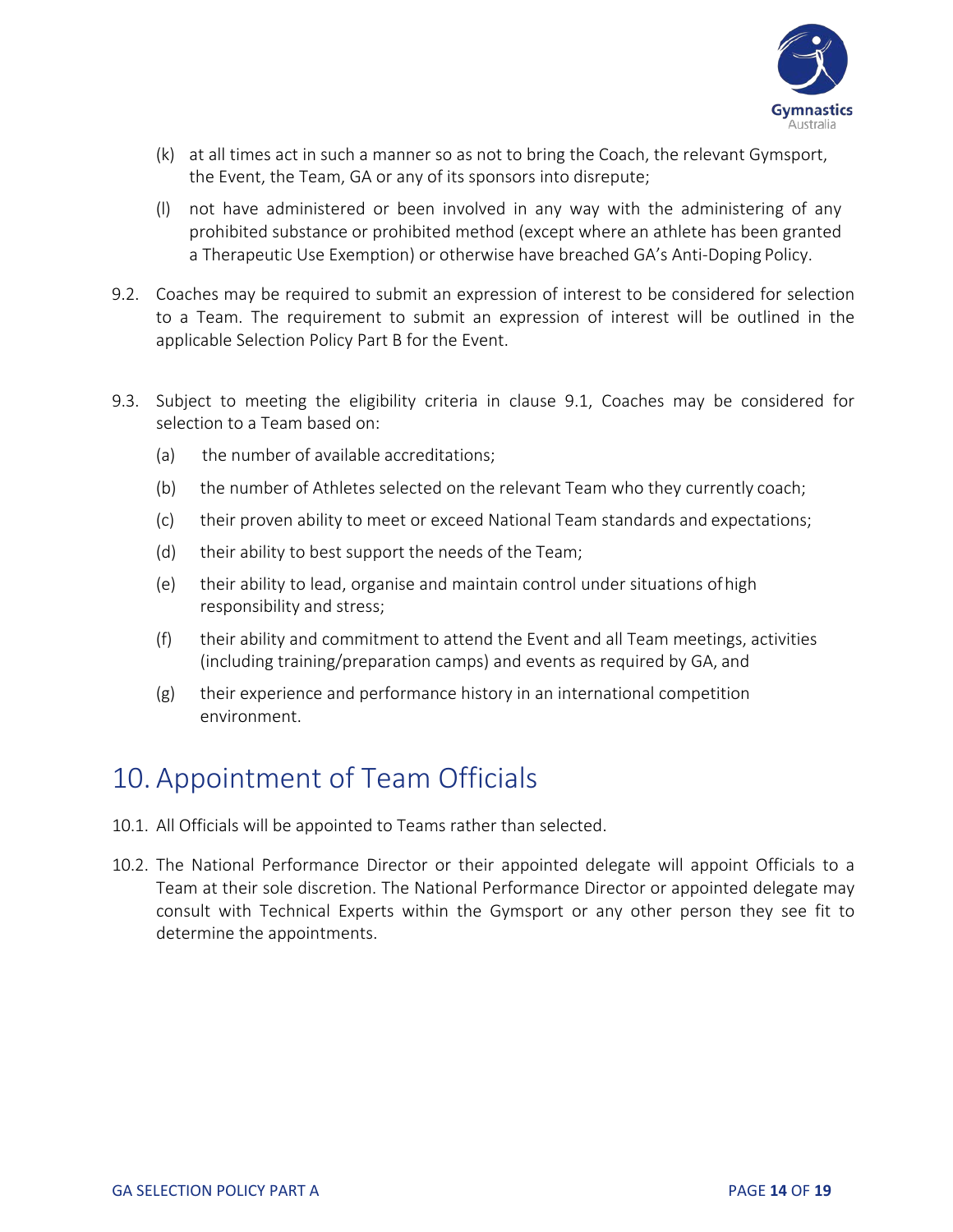(k) at all times act in such a manner so as not to bring the Coach, the relevant Gymsport, the Event, the Team, GA or any of its sponsors into disrepute;

(l) not have administered or been involved in any way with the administering of any prohibited substance or prohibited method (except where an athlete has been granted a Therapeutic Use Exemption) or otherwise have breached GA's Anti-Doping Policy.

9.2. Coaches may be required to submit an expression of interest to be considered for selection to a Team. The requirement to submit an expression of interest will be outlined in the applicable Selection Policy Part B for the Event.

9.3. Subject to meeting the eligibility criteria in clause 9.1, Coaches may be considered for selection to a Team based on:

(a) the number of available accreditations;

(b) the number of Athletes selected on the relevant Team who they currently coach;

(c) their proven ability to meet or exceed National Team standards and expectations;

(d) their ability to best support the needs of the Team;

(e) their ability to lead, organise and maintain control under situations of high responsibility and stress;

(f) their ability and commitment to attend the Event and all Team meetings, activities (including training/preparation camps) and events as required by GA, and

(g) their experience and performance history in an international competition environment.

# 10. Appointment of Team Officials

10.1. All Officials will be appointed to Teams rather than selected.

10.2. The National Performance Director or their appointed delegate will appoint Officials to a Team at their sole discretion. The National Performance Director or appointed delegate may consult with Technical Experts within the Gymsport or any other person they see fit to determine the appointments.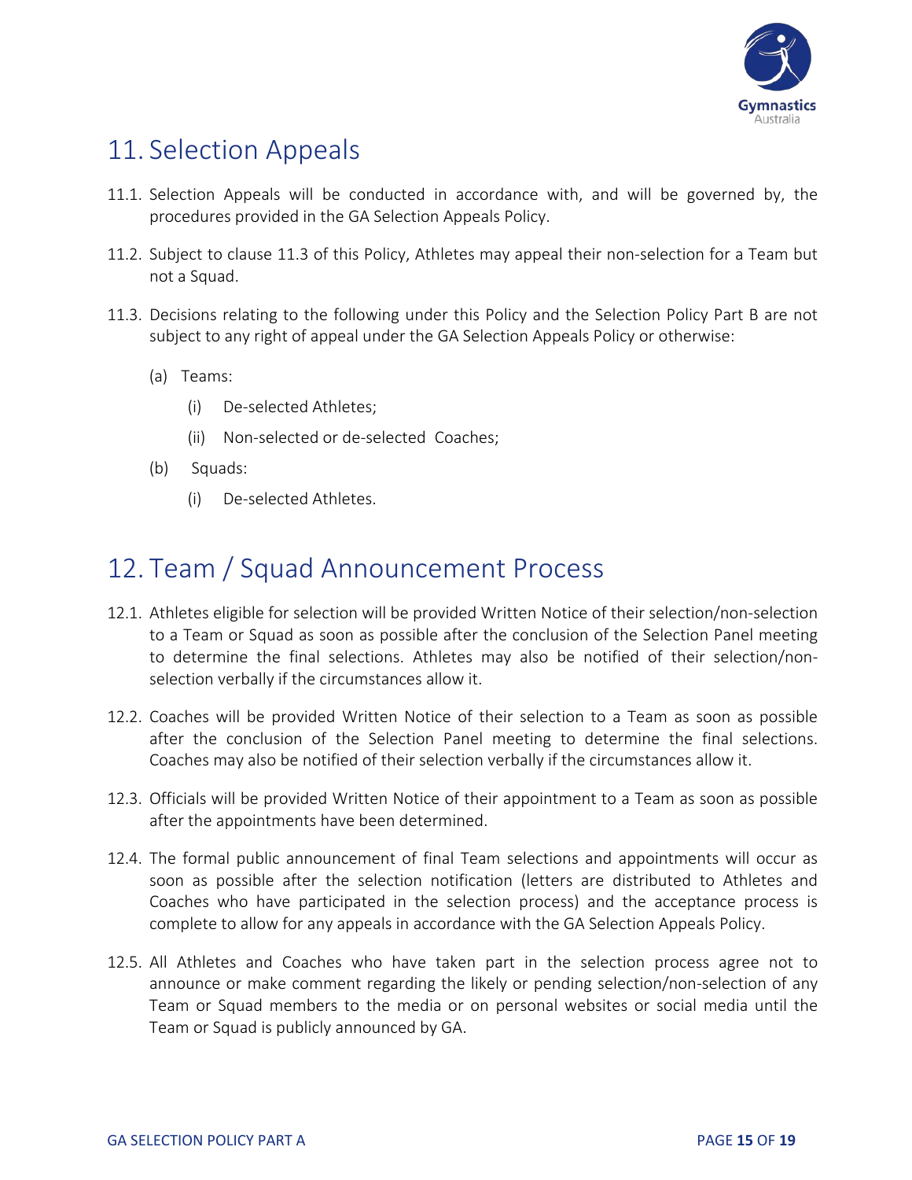# 11. Selection Appeals

11.1. Selection Appeals will be conducted in accordance with, and will be governed by, the procedures provided in the GA Selection Appeals Policy.

11.2. Subject to clause 11.3 of this Policy, Athletes may appeal their non-selection for a Team but not a Squad.

11.3. Decisions relating to the following under this Policy and the Selection Policy Part B are not subject to any right of appeal under the GA Selection Appeals Policy or otherwise:

(a) Teams:

(i) De-selected Athletes;

(ii) Non-selected or de-selected Coaches;

(b) Squads:

(i) De-selected Athletes.

# 12. Team / Squad Announcement Process

12.1. Athletes eligible for selection will be provided Written Notice of their selection/non-selection to a Team or Squad as soon as possible after the conclusion of the Selection Panel meeting to determine the final selections. Athletes may also be notified of their selection/non-selection verbally if the circumstances allow it.

12.2. Coaches will be provided Written Notice of their selection to a Team as soon as possible after the conclusion of the Selection Panel meeting to determine the final selections. Coaches may also be notified of their selection verbally if the circumstances allow it.

12.3. Officials will be provided Written Notice of their appointment to a Team as soon as possible after the appointments have been determined.

12.4. The formal public announcement of final Team selections and appointments will occur as soon as possible after the selection notification (letters are distributed to Athletes and Coaches who have participated in the selection process) and the acceptance process is complete to allow for any appeals in accordance with the GA Selection Appeals Policy.

12.5. All Athletes and Coaches who have taken part in the selection process agree not to announce or make comment regarding the likely or pending selection/non-selection of any Team or Squad members to the media or on personal websites or social media until the Team or Squad is publicly announced by GA.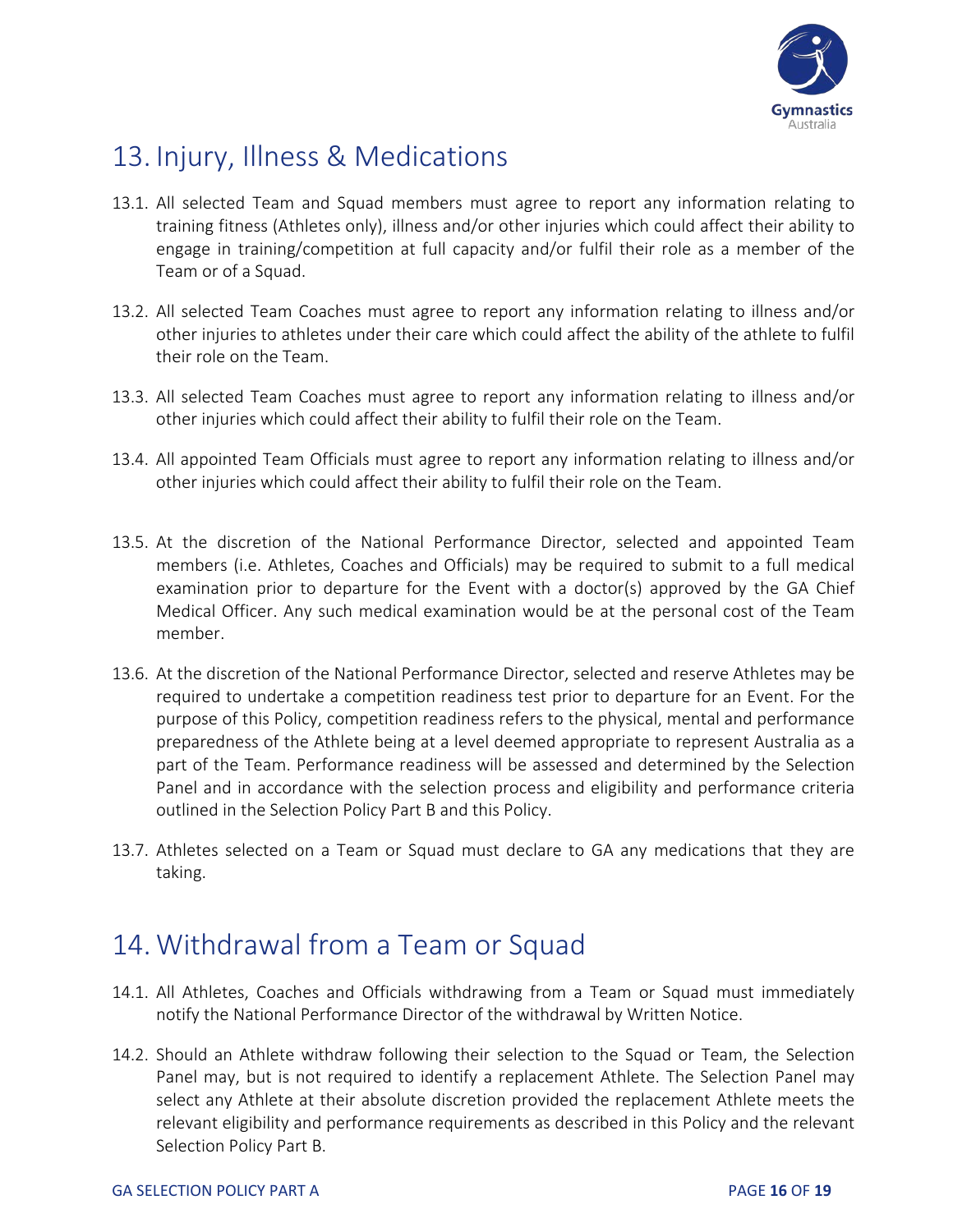## 13. Injury, Illness & Medications

13.1. All selected Team and Squad members must agree to report any information relating to training fitness (Athletes only), illness and/or other injuries which could affect their ability to engage in training/competition at full capacity and/or fulfil their role as a member of the Team or of a Squad.

13.2. All selected Team Coaches must agree to report any information relating to illness and/or other injuries to athletes under their care which could affect the ability of the athlete to fulfil their role on the Team.

13.3. All selected Team Coaches must agree to report any information relating to illness and/or other injuries which could affect their ability to fulfil their role on the Team.

13.4. All appointed Team Officials must agree to report any information relating to illness and/or other injuries which could affect their ability to fulfil their role on the Team.

13.5. At the discretion of the National Performance Director, selected and appointed Team members (i.e. Athletes, Coaches and Officials) may be required to submit to a full medical examination prior to departure for the Event with a doctor(s) approved by the GA Chief Medical Officer. Any such medical examination would be at the personal cost of the Team member.

13.6. At the discretion of the National Performance Director, selected and reserve Athletes may be required to undertake a competition readiness test prior to departure for an Event. For the purpose of this Policy, competition readiness refers to the physical, mental and performance preparedness of the Athlete being at a level deemed appropriate to represent Australia as a part of the Team. Performance readiness will be assessed and determined by the Selection Panel and in accordance with the selection process and eligibility and performance criteria outlined in the Selection Policy Part B and this Policy.

13.7. Athletes selected on a Team or Squad must declare to GA any medications that they are taking.

## 14. Withdrawal from a Team or Squad

14.1. All Athletes, Coaches and Officials withdrawing from a Team or Squad must immediately notify the National Performance Director of the withdrawal by Written Notice.

14.2. Should an Athlete withdraw following their selection to the Squad or Team, the Selection Panel may, but is not required to identify a replacement Athlete. The Selection Panel may select any Athlete at their absolute discretion provided the replacement Athlete meets the relevant eligibility and performance requirements as described in this Policy and the relevant Selection Policy Part B.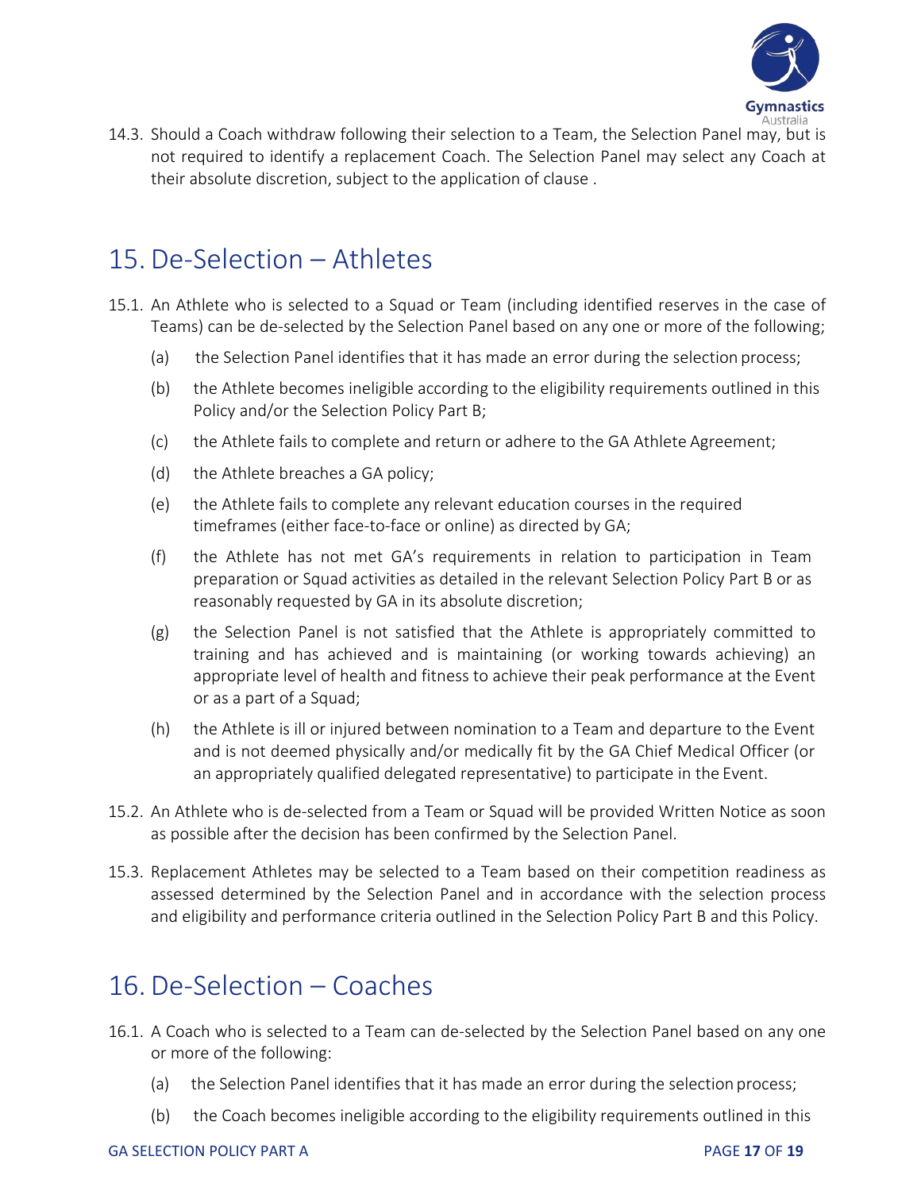14.3. Should a Coach withdraw following their selection to a Team, the Selection Panel may, but is not required to identify a replacement Coach. The Selection Panel may select any Coach at their absolute discretion, subject to the application of clause .

## 15. De-Selection – Athletes

15.1. An Athlete who is selected to a Squad or Team (including identified reserves in the case of Teams) can be de-selected by the Selection Panel based on any one or more of the following;

(a) the Selection Panel identifies that it has made an error during the selection process;

(b) the Athlete becomes ineligible according to the eligibility requirements outlined in this Policy and/or the Selection Policy Part B;

(c) the Athlete fails to complete and return or adhere to the GA Athlete Agreement;

(d) the Athlete breaches a GA policy;

(e) the Athlete fails to complete any relevant education courses in the required timeframes (either face-to-face or online) as directed by GA;

(f) the Athlete has not met GA's requirements in relation to participation in Team preparation or Squad activities as detailed in the relevant Selection Policy Part B or as reasonably requested by GA in its absolute discretion;

(g) the Selection Panel is not satisfied that the Athlete is appropriately committed to training and has achieved and is maintaining (or working towards achieving) an appropriate level of health and fitness to achieve their peak performance at the Event or as a part of a Squad;

(h) the Athlete is ill or injured between nomination to a Team and departure to the Event and is not deemed physically and/or medically fit by the GA Chief Medical Officer (or an appropriately qualified delegated representative) to participate in the Event.

15.2. An Athlete who is de-selected from a Team or Squad will be provided Written Notice as soon as possible after the decision has been confirmed by the Selection Panel.

15.3. Replacement Athletes may be selected to a Team based on their competition readiness as assessed determined by the Selection Panel and in accordance with the selection process and eligibility and performance criteria outlined in the Selection Policy Part B and this Policy.

## 16. De-Selection – Coaches

16.1. A Coach who is selected to a Team can de-selected by the Selection Panel based on any one or more of the following:

(a) the Selection Panel identifies that it has made an error during the selection process;

(b) the Coach becomes ineligible according to the eligibility requirements outlined in this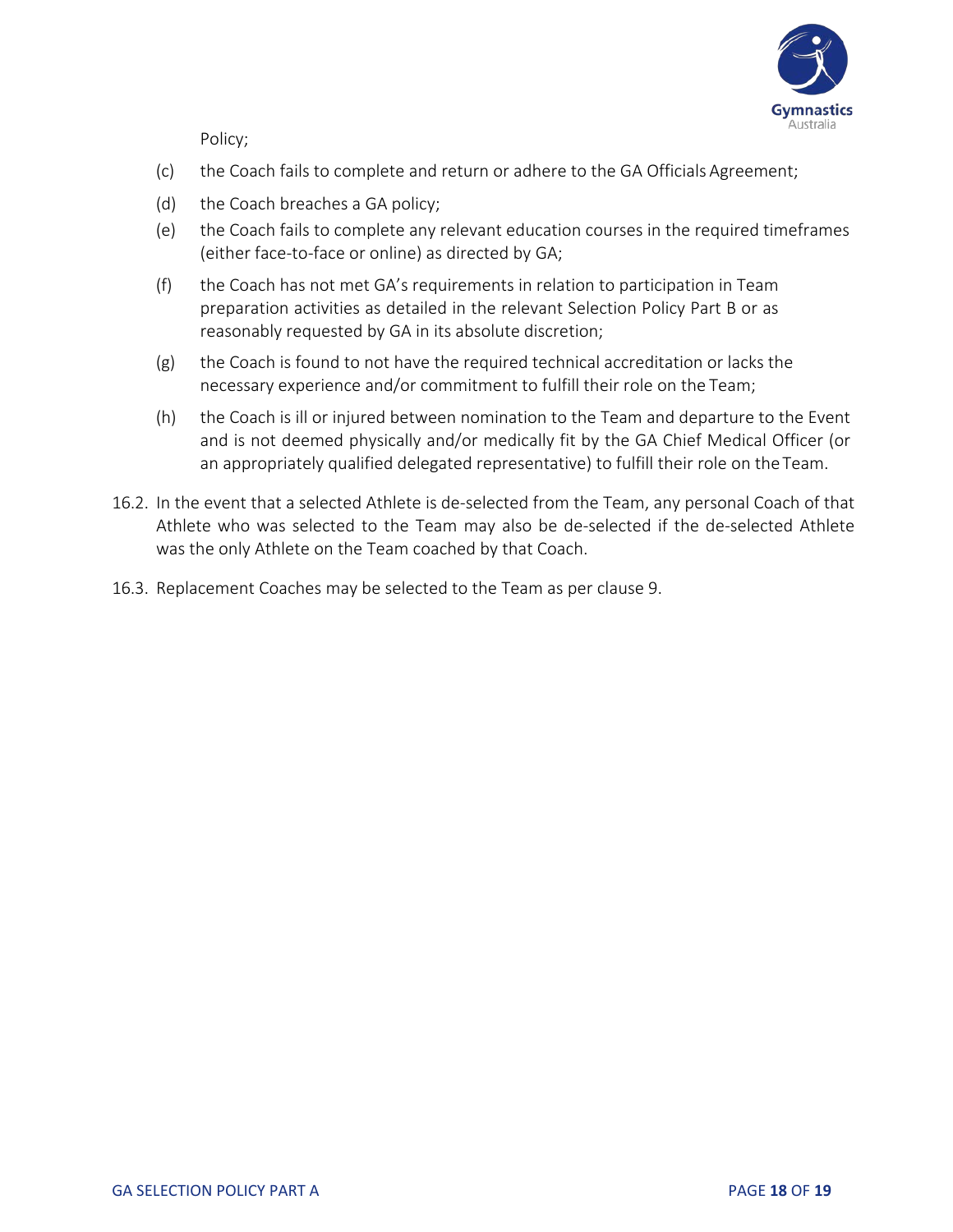Policy;

(c) the Coach fails to complete and return or adhere to the GA Officials Agreement;

(d) the Coach breaches a GA policy;

(e) the Coach fails to complete any relevant education courses in the required timeframes (either face-to-face or online) as directed by GA;

(f) the Coach has not met GA's requirements in relation to participation in Team preparation activities as detailed in the relevant Selection Policy Part B or as reasonably requested by GA in its absolute discretion;

(g) the Coach is found to not have the required technical accreditation or lacks the necessary experience and/or commitment to fulfill their role on the Team;

(h) the Coach is ill or injured between nomination to the Team and departure to the Event and is not deemed physically and/or medically fit by the GA Chief Medical Officer (or an appropriately qualified delegated representative) to fulfill their role on the Team.

16.2. In the event that a selected Athlete is de-selected from the Team, any personal Coach of that Athlete who was selected to the Team may also be de-selected if the de-selected Athlete was the only Athlete on the Team coached by that Coach.

16.3. Replacement Coaches may be selected to the Team as per clause 9.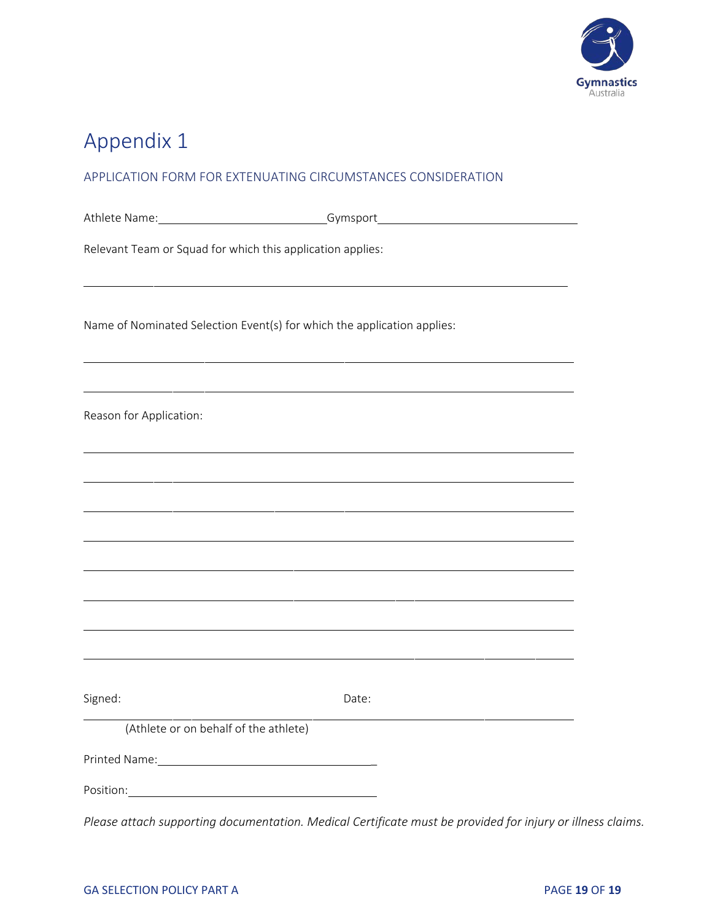# Appendix 1

## APPLICATION FORM FOR EXTENUATING CIRCUMSTANCES CONSIDERATION

Athlete Name: ____________________________ Gymsport ________________________________

Relevant Team or Squad for which this application applies:

_______________________________________________________________________________

Name of Nominated Selection Event(s) for which the application applies:

_______________________________________________________________________________

_______________________________________________________________________________

Reason for Application:

_______________________________________________________________________________

_______________________________________________________________________________

_______________________________________________________________________________

_______________________________________________________________________________

_______________________________________________________________________________

_______________________________________________________________________________

_______________________________________________________________________________

_______________________________________________________________________________

Signed: Date:

_______________________________________________________________________________

(Athlete or on behalf of the athlete)

Printed Name: ____________________________________

Position: ________________________________________

*Please attach supporting documentation. Medical Certificate must be provided for injury or illness claims.*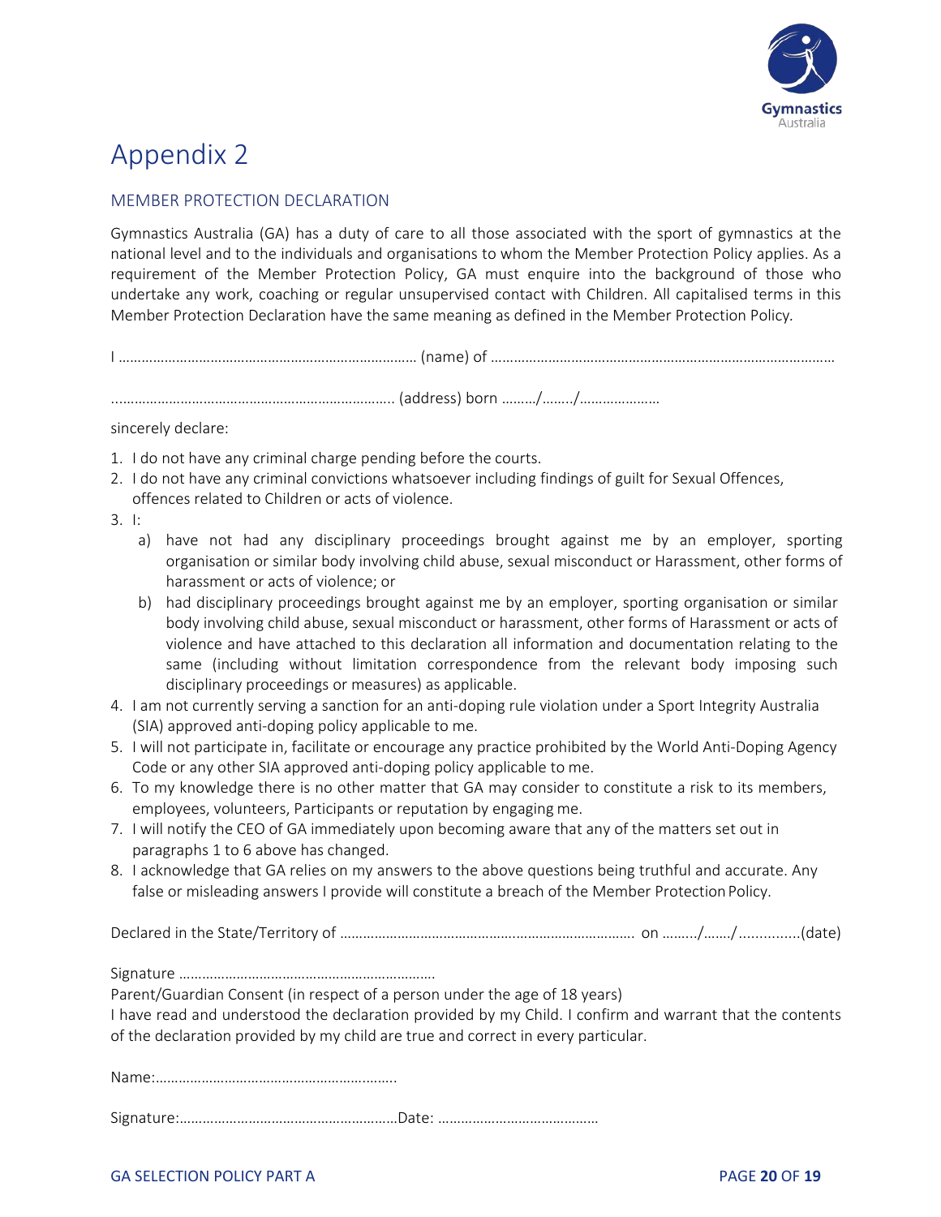# Appendix 2

## MEMBER PROTECTION DECLARATION

Gymnastics Australia (GA) has a duty of care to all those associated with the sport of gymnastics at the national level and to the individuals and organisations to whom the Member Protection Policy applies. As a requirement of the Member Protection Policy, GA must enquire into the background of those who undertake any work, coaching or regular unsupervised contact with Children. All capitalised terms in this Member Protection Declaration have the same meaning as defined in the Member Protection Policy.

I …………………………………………………………………… (name) of ………………………………………………………………………………

……………………………………………………………….. (address) born ………/……../…………………

sincerely declare:

1. I do not have any criminal charge pending before the courts.
2. I do not have any criminal convictions whatsoever including findings of guilt for Sexual Offences, offences related to Children or acts of violence.
3. I:
   a) have not had any disciplinary proceedings brought against me by an employer, sporting organisation or similar body involving child abuse, sexual misconduct or Harassment, other forms of harassment or acts of violence; or
   b) had disciplinary proceedings brought against me by an employer, sporting organisation or similar body involving child abuse, sexual misconduct or harassment, other forms of Harassment or acts of violence and have attached to this declaration all information and documentation relating to the same (including without limitation correspondence from the relevant body imposing such disciplinary proceedings or measures) as applicable.
4. I am not currently serving a sanction for an anti-doping rule violation under a Sport Integrity Australia (SIA) approved anti-doping policy applicable to me.
5. I will not participate in, facilitate or encourage any practice prohibited by the World Anti-Doping Agency Code or any other SIA approved anti-doping policy applicable to me.
6. To my knowledge there is no other matter that GA may consider to constitute a risk to its members, employees, volunteers, Participants or reputation by engaging me.
7. I will notify the CEO of GA immediately upon becoming aware that any of the matters set out in paragraphs 1 to 6 above has changed.
8. I acknowledge that GA relies on my answers to the above questions being truthful and accurate. Any false or misleading answers I provide will constitute a breach of the Member Protection Policy.

Declared in the State/Territory of ……………………………………………………………………. on ……../……./...............(date)

Signature …………………………………………………………

Parent/Guardian Consent (in respect of a person under the age of 18 years)

I have read and understood the declaration provided by my Child. I confirm and warrant that the contents of the declaration provided by my child are true and correct in every particular.

Name:……………………………………………………..

Signature:…………………………………………………Date: ……………………………………